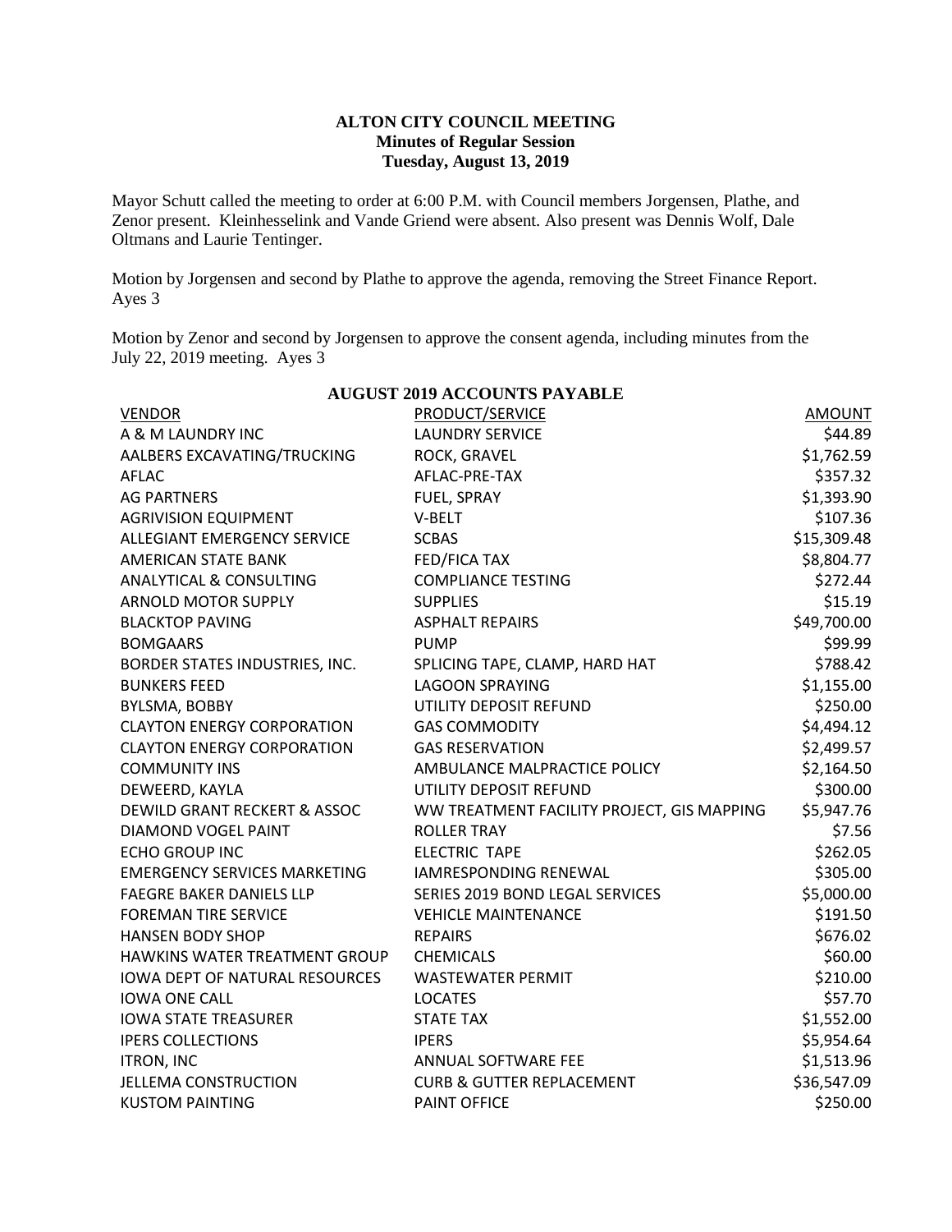**ALTON CITY COUNCIL MEETING**
**Minutes of Regular Session**
**Tuesday, August 13, 2019**

Mayor Schutt called the meeting to order at 6:00 P.M. with Council members Jorgensen, Plathe, and Zenor present. Kleinhesselink and Vande Griend were absent. Also present was Dennis Wolf, Dale Oltmans and Laurie Tentinger.

Motion by Jorgensen and second by Plathe to approve the agenda, removing the Street Finance Report. Ayes 3

Motion by Zenor and second by Jorgensen to approve the consent agenda, including minutes from the July 22, 2019 meeting. Ayes 3

**AUGUST 2019 ACCOUNTS PAYABLE**

| VENDOR | PRODUCT/SERVICE | AMOUNT |
|---|---|---|
| A & M LAUNDRY INC | LAUNDRY SERVICE | $44.89 |
| AALBERS EXCAVATING/TRUCKING | ROCK, GRAVEL | $1,762.59 |
| AFLAC | AFLAC-PRE-TAX | $357.32 |
| AG PARTNERS | FUEL, SPRAY | $1,393.90 |
| AGRIVISION EQUIPMENT | V-BELT | $107.36 |
| ALLEGIANT EMERGENCY SERVICE | SCBAS | $15,309.48 |
| AMERICAN STATE BANK | FED/FICA TAX | $8,804.77 |
| ANALYTICAL & CONSULTING | COMPLIANCE TESTING | $272.44 |
| ARNOLD MOTOR SUPPLY | SUPPLIES | $15.19 |
| BLACKTOP PAVING | ASPHALT REPAIRS | $49,700.00 |
| BOMGAARS | PUMP | $99.99 |
| BORDER STATES INDUSTRIES, INC. | SPLICING TAPE, CLAMP, HARD HAT | $788.42 |
| BUNKERS FEED | LAGOON SPRAYING | $1,155.00 |
| BYLSMA, BOBBY | UTILITY DEPOSIT REFUND | $250.00 |
| CLAYTON ENERGY CORPORATION | GAS COMMODITY | $4,494.12 |
| CLAYTON ENERGY CORPORATION | GAS RESERVATION | $2,499.57 |
| COMMUNITY INS | AMBULANCE MALPRACTICE POLICY | $2,164.50 |
| DEWEERD, KAYLA | UTILITY DEPOSIT REFUND | $300.00 |
| DEWILD GRANT RECKERT & ASSOC | WW TREATMENT FACILITY PROJECT, GIS MAPPING | $5,947.76 |
| DIAMOND VOGEL PAINT | ROLLER TRAY | $7.56 |
| ECHO GROUP INC | ELECTRIC TAPE | $262.05 |
| EMERGENCY SERVICES MARKETING | IAMRESPONDING RENEWAL | $305.00 |
| FAEGRE BAKER DANIELS LLP | SERIES 2019 BOND LEGAL SERVICES | $5,000.00 |
| FOREMAN TIRE SERVICE | VEHICLE MAINTENANCE | $191.50 |
| HANSEN BODY SHOP | REPAIRS | $676.02 |
| HAWKINS WATER TREATMENT GROUP | CHEMICALS | $60.00 |
| IOWA DEPT OF NATURAL RESOURCES | WASTEWATER PERMIT | $210.00 |
| IOWA ONE CALL | LOCATES | $57.70 |
| IOWA STATE TREASURER | STATE TAX | $1,552.00 |
| IPERS COLLECTIONS | IPERS | $5,954.64 |
| ITRON, INC | ANNUAL SOFTWARE FEE | $1,513.96 |
| JELLEMA CONSTRUCTION | CURB & GUTTER REPLACEMENT | $36,547.09 |
| KUSTOM PAINTING | PAINT OFFICE | $250.00 |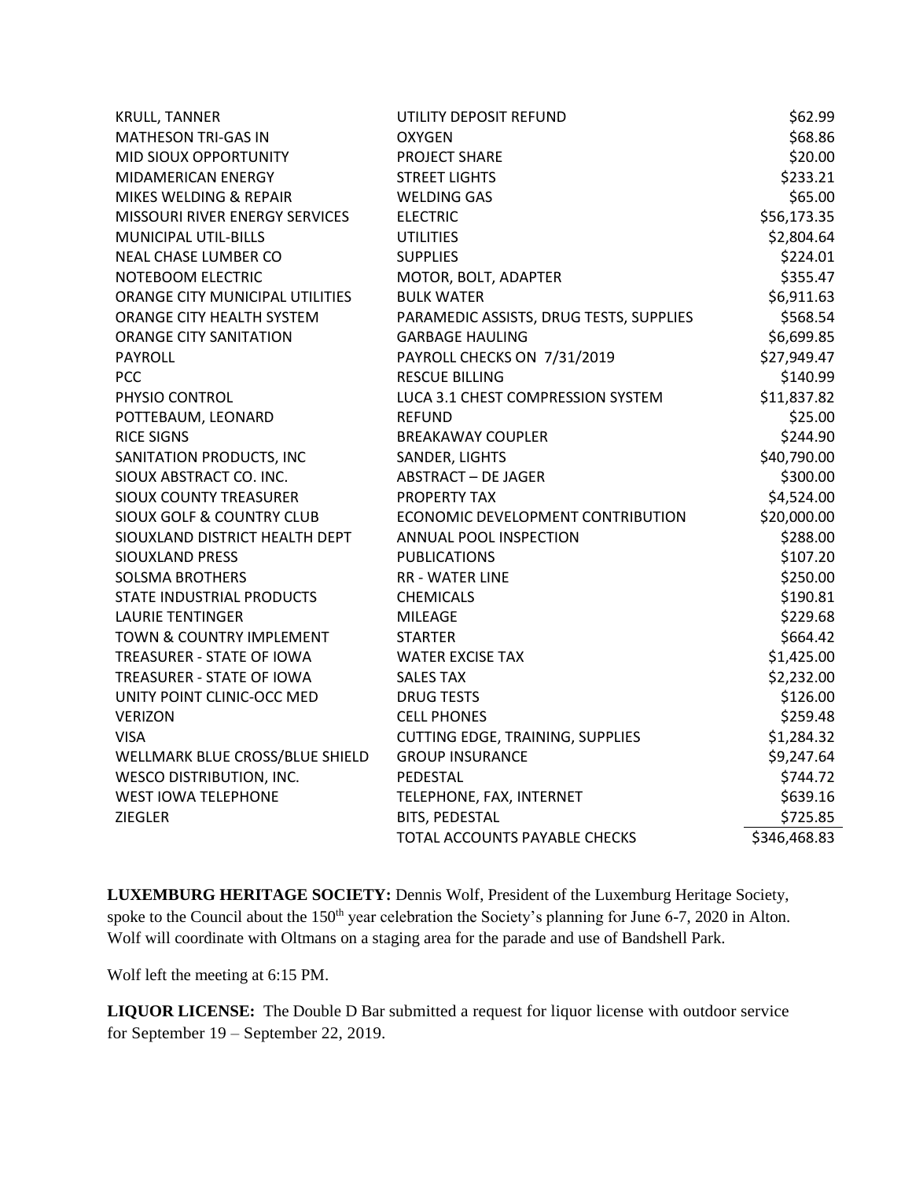| | | |
|---|---|---|
| KRULL, TANNER | UTILITY DEPOSIT REFUND | $62.99 |
| MATHESON TRI-GAS IN | OXYGEN | $68.86 |
| MID SIOUX OPPORTUNITY | PROJECT SHARE | $20.00 |
| MIDAMERICAN ENERGY | STREET LIGHTS | $233.21 |
| MIKES WELDING & REPAIR | WELDING GAS | $65.00 |
| MISSOURI RIVER ENERGY SERVICES | ELECTRIC | $56,173.35 |
| MUNICIPAL UTIL-BILLS | UTILITIES | $2,804.64 |
| NEAL CHASE LUMBER CO | SUPPLIES | $224.01 |
| NOTEBOOM ELECTRIC | MOTOR, BOLT, ADAPTER | $355.47 |
| ORANGE CITY MUNICIPAL UTILITIES | BULK WATER | $6,911.63 |
| ORANGE CITY HEALTH SYSTEM | PARAMEDIC ASSISTS, DRUG TESTS, SUPPLIES | $568.54 |
| ORANGE CITY SANITATION | GARBAGE HAULING | $6,699.85 |
| PAYROLL | PAYROLL CHECKS ON 7/31/2019 | $27,949.47 |
| PCC | RESCUE BILLING | $140.99 |
| PHYSIO CONTROL | LUCA 3.1 CHEST COMPRESSION SYSTEM | $11,837.82 |
| POTTEBAUM, LEONARD | REFUND | $25.00 |
| RICE SIGNS | BREAKAWAY COUPLER | $244.90 |
| SANITATION PRODUCTS, INC | SANDER, LIGHTS | $40,790.00 |
| SIOUX ABSTRACT CO. INC. | ABSTRACT – DE JAGER | $300.00 |
| SIOUX COUNTY TREASURER | PROPERTY TAX | $4,524.00 |
| SIOUX GOLF & COUNTRY CLUB | ECONOMIC DEVELOPMENT CONTRIBUTION | $20,000.00 |
| SIOUXLAND DISTRICT HEALTH DEPT | ANNUAL POOL INSPECTION | $288.00 |
| SIOUXLAND PRESS | PUBLICATIONS | $107.20 |
| SOLSMA BROTHERS | RR - WATER LINE | $250.00 |
| STATE INDUSTRIAL PRODUCTS | CHEMICALS | $190.81 |
| LAURIE TENTINGER | MILEAGE | $229.68 |
| TOWN & COUNTRY IMPLEMENT | STARTER | $664.42 |
| TREASURER - STATE OF IOWA | WATER EXCISE TAX | $1,425.00 |
| TREASURER - STATE OF IOWA | SALES TAX | $2,232.00 |
| UNITY POINT CLINIC-OCC MED | DRUG TESTS | $126.00 |
| VERIZON | CELL PHONES | $259.48 |
| VISA | CUTTING EDGE, TRAINING, SUPPLIES | $1,284.32 |
| WELLMARK BLUE CROSS/BLUE SHIELD | GROUP INSURANCE | $9,247.64 |
| WESCO DISTRIBUTION, INC. | PEDESTAL | $744.72 |
| WEST IOWA TELEPHONE | TELEPHONE, FAX, INTERNET | $639.16 |
| ZIEGLER | BITS, PEDESTAL | $725.85 |
| | TOTAL ACCOUNTS PAYABLE CHECKS | $346,468.83 |

**LUXEMBURG HERITAGE SOCIETY:** Dennis Wolf, President of the Luxemburg Heritage Society, spoke to the Council about the 150th year celebration the Society's planning for June 6-7, 2020 in Alton. Wolf will coordinate with Oltmans on a staging area for the parade and use of Bandshell Park.

Wolf left the meeting at 6:15 PM.

**LIQUOR LICENSE:** The Double D Bar submitted a request for liquor license with outdoor service for September 19 – September 22, 2019.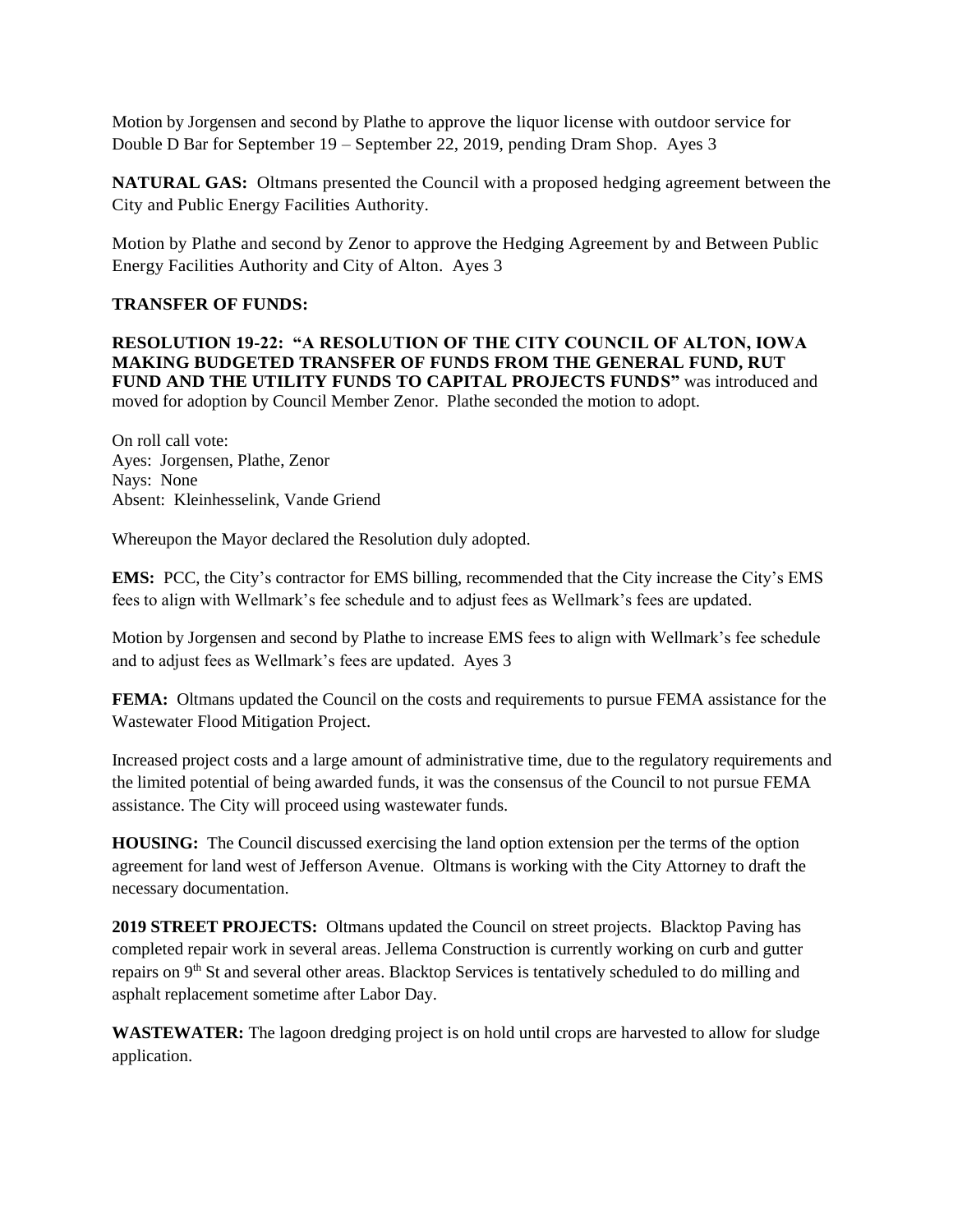Motion by Jorgensen and second by Plathe to approve the liquor license with outdoor service for Double D Bar for September 19 – September 22, 2019, pending Dram Shop. Ayes 3

**NATURAL GAS:** Oltmans presented the Council with a proposed hedging agreement between the City and Public Energy Facilities Authority.

Motion by Plathe and second by Zenor to approve the Hedging Agreement by and Between Public Energy Facilities Authority and City of Alton. Ayes 3

**TRANSFER OF FUNDS:**

**RESOLUTION 19-22: "A RESOLUTION OF THE CITY COUNCIL OF ALTON, IOWA MAKING BUDGETED TRANSFER OF FUNDS FROM THE GENERAL FUND, RUT FUND AND THE UTILITY FUNDS TO CAPITAL PROJECTS FUNDS"** was introduced and moved for adoption by Council Member Zenor. Plathe seconded the motion to adopt.

On roll call vote:
Ayes: Jorgensen, Plathe, Zenor
Nays: None
Absent: Kleinhesselink, Vande Griend

Whereupon the Mayor declared the Resolution duly adopted.

**EMS:** PCC, the City's contractor for EMS billing, recommended that the City increase the City's EMS fees to align with Wellmark's fee schedule and to adjust fees as Wellmark's fees are updated.

Motion by Jorgensen and second by Plathe to increase EMS fees to align with Wellmark's fee schedule and to adjust fees as Wellmark's fees are updated. Ayes 3

**FEMA:** Oltmans updated the Council on the costs and requirements to pursue FEMA assistance for the Wastewater Flood Mitigation Project.

Increased project costs and a large amount of administrative time, due to the regulatory requirements and the limited potential of being awarded funds, it was the consensus of the Council to not pursue FEMA assistance. The City will proceed using wastewater funds.

**HOUSING:** The Council discussed exercising the land option extension per the terms of the option agreement for land west of Jefferson Avenue. Oltmans is working with the City Attorney to draft the necessary documentation.

**2019 STREET PROJECTS:** Oltmans updated the Council on street projects. Blacktop Paving has completed repair work in several areas. Jellema Construction is currently working on curb and gutter repairs on 9th St and several other areas. Blacktop Services is tentatively scheduled to do milling and asphalt replacement sometime after Labor Day.

**WASTEWATER:** The lagoon dredging project is on hold until crops are harvested to allow for sludge application.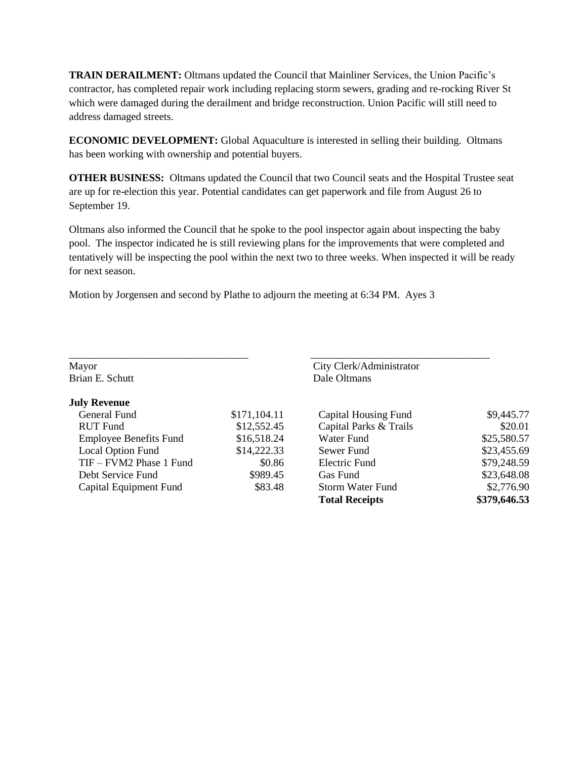**TRAIN DERAILMENT:** Oltmans updated the Council that Mainliner Services, the Union Pacific's contractor, has completed repair work including replacing storm sewers, grading and re-rocking River St which were damaged during the derailment and bridge reconstruction. Union Pacific will still need to address damaged streets.

**ECONOMIC DEVELOPMENT:** Global Aquaculture is interested in selling their building. Oltmans has been working with ownership and potential buyers.

**OTHER BUSINESS:** Oltmans updated the Council that two Council seats and the Hospital Trustee seat are up for re-election this year. Potential candidates can get paperwork and file from August 26 to September 19.

Oltmans also informed the Council that he spoke to the pool inspector again about inspecting the baby pool. The inspector indicated he is still reviewing plans for the improvements that were completed and tentatively will be inspecting the pool within the next two to three weeks. When inspected it will be ready for next season.

Motion by Jorgensen and second by Plathe to adjourn the meeting at 6:34 PM. Ayes 3

\_\_\_\_\_\_\_\_\_\_\_\_\_\_\_\_\_\_\_\_\_\_\_\_\_\_\_\_\_\_\_\_\_\_\_\_
Mayor
Brian E. Schutt

\_\_\_\_\_\_\_\_\_\_\_\_\_\_\_\_\_\_\_\_\_\_\_\_\_\_\_\_\_\_\_\_\_\_\_\_
City Clerk/Administrator
Dale Oltmans

**July Revenue**

| | | | |
|---|---|---|---|
| General Fund | $171,104.11 | Capital Housing Fund | $9,445.77 |
| RUT Fund | $12,552.45 | Capital Parks & Trails | $20.01 |
| Employee Benefits Fund | $16,518.24 | Water Fund | $25,580.57 |
| Local Option Fund | $14,222.33 | Sewer Fund | $23,455.69 |
| TIF – FVM2 Phase 1 Fund | $0.86 | Electric Fund | $79,248.59 |
| Debt Service Fund | $989.45 | Gas Fund | $23,648.08 |
| Capital Equipment Fund | $83.48 | Storm Water Fund | $2,776.90 |
| | | **Total Receipts** | **$379,646.53** |